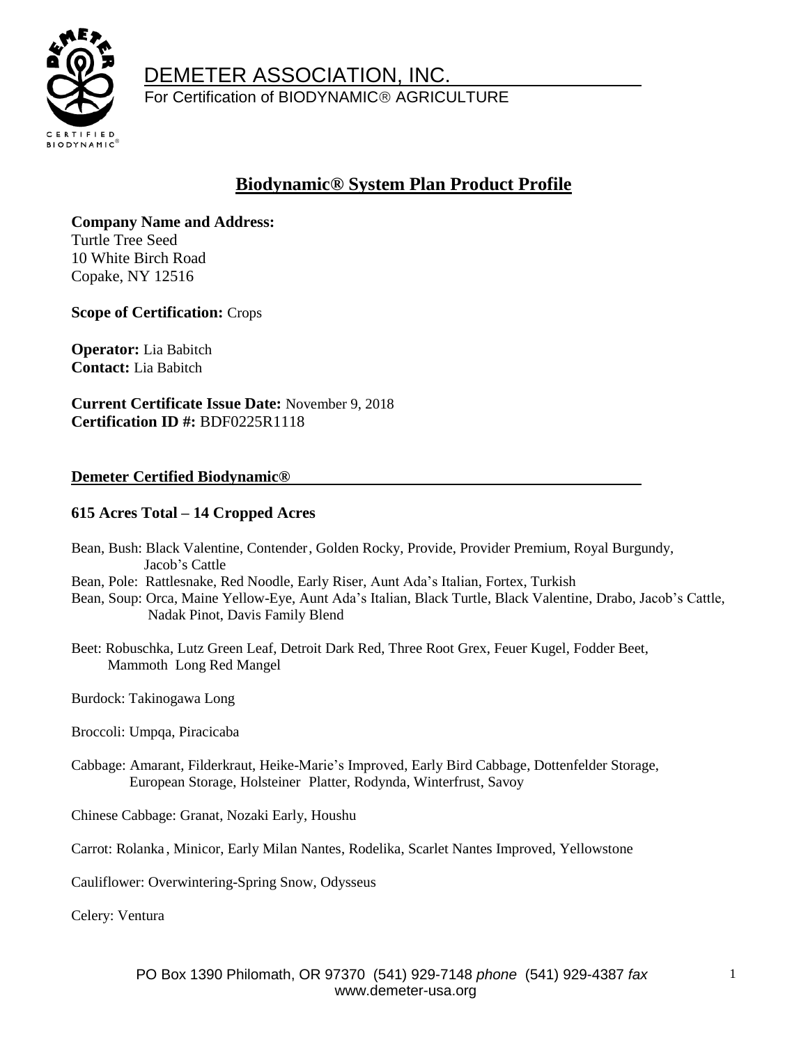# DEMETER ASSOCIATION, INC.

For Certification of BIODYNAMIC® AGRICULTURE

## Biodynamic® System Plan Product Profile

**Company Name and Address:**
Turtle Tree Seed
10 White Birch Road
Copake, NY 12516

**Scope of Certification:** Crops

**Operator:** Lia Babitch
**Contact:** Lia Babitch

**Current Certificate Issue Date:** November 9, 2018
**Certification ID #:** BDF0225R1118

### Demeter Certified Biodynamic®

### 615 Acres Total – 14 Cropped Acres

Bean, Bush: Black Valentine, Contender, Golden Rocky, Provide, Provider Premium, Royal Burgundy, Jacob's Cattle
Bean, Pole: Rattlesnake, Red Noodle, Early Riser, Aunt Ada's Italian, Fortex, Turkish
Bean, Soup: Orca, Maine Yellow-Eye, Aunt Ada's Italian, Black Turtle, Black Valentine, Drabo, Jacob's Cattle, Nadak Pinot, Davis Family Blend

Beet: Robuschka, Lutz Green Leaf, Detroit Dark Red, Three Root Grex, Feuer Kugel, Fodder Beet, Mammoth Long Red Mangel

Burdock: Takinogawa Long

Broccoli: Umpqa, Piracicaba

Cabbage: Amarant, Filderkraut, Heike-Marie's Improved, Early Bird Cabbage, Dottenfelder Storage, European Storage, Holsteiner Platter, Rodynda, Winterfrust, Savoy

Chinese Cabbage: Granat, Nozaki Early, Houshu

Carrot: Rolanka, Minicor, Early Milan Nantes, Rodelika, Scarlet Nantes Improved, Yellowstone

Cauliflower: Overwintering-Spring Snow, Odysseus

Celery: Ventura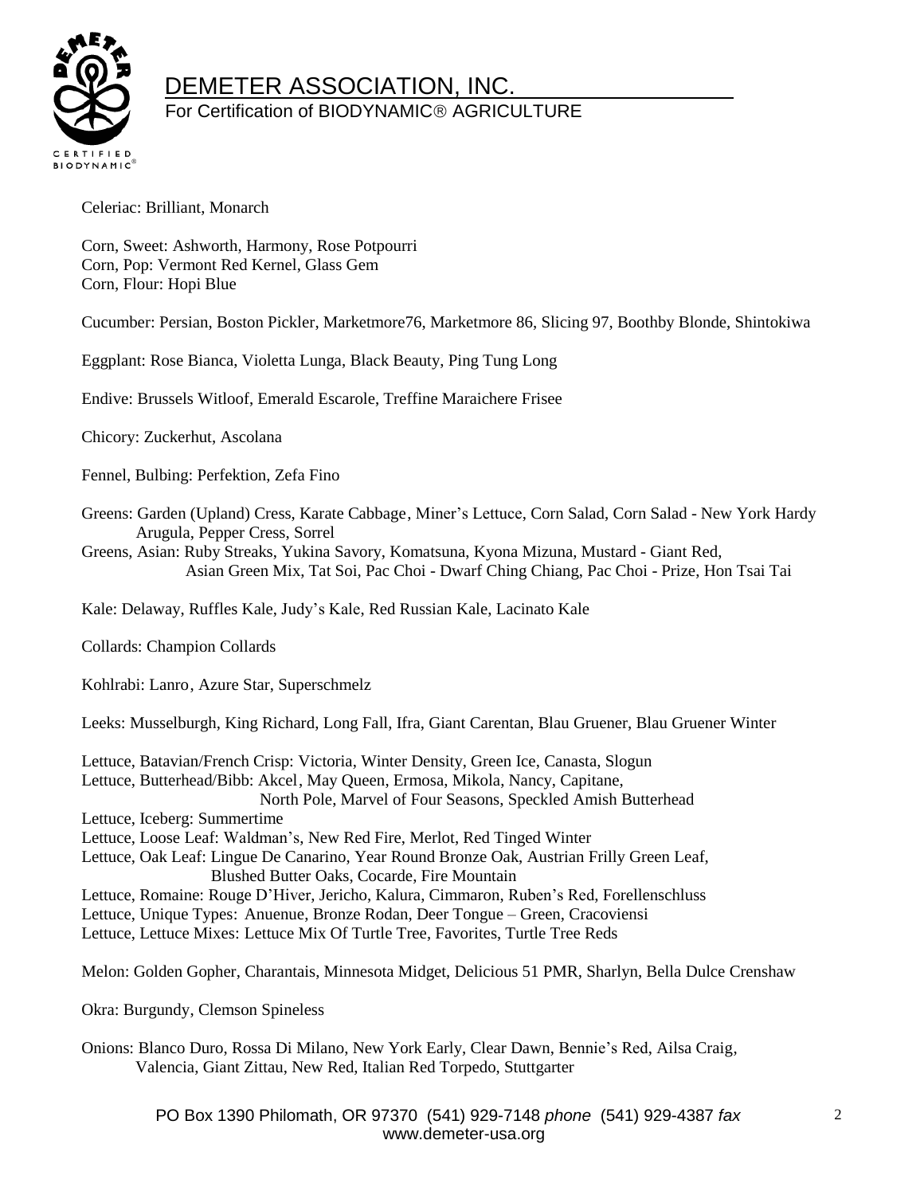Celeriac: Brilliant, Monarch

Corn, Sweet: Ashworth, Harmony, Rose Potpourri
Corn, Pop: Vermont Red Kernel, Glass Gem
Corn, Flour: Hopi Blue

Cucumber: Persian, Boston Pickler, Marketmore76, Marketmore 86, Slicing 97, Boothby Blonde, Shintokiwa

Eggplant: Rose Bianca, Violetta Lunga, Black Beauty, Ping Tung Long

Endive: Brussels Witloof, Emerald Escarole, Treffine Maraichere Frisee

Chicory: Zuckerhut, Ascolana

Fennel, Bulbing: Perfektion, Zefa Fino

Greens: Garden (Upland) Cress, Karate Cabbage, Miner's Lettuce, Corn Salad, Corn Salad - New York Hardy Arugula, Pepper Cress, Sorrel
Greens, Asian: Ruby Streaks, Yukina Savory, Komatsuna, Kyona Mizuna, Mustard - Giant Red, Asian Green Mix, Tat Soi, Pac Choi - Dwarf Ching Chiang, Pac Choi - Prize, Hon Tsai Tai

Kale: Delaway, Ruffles Kale, Judy's Kale, Red Russian Kale, Lacinato Kale

Collards: Champion Collards

Kohlrabi: Lanro, Azure Star, Superschmelz

Leeks: Musselburgh, King Richard, Long Fall, Ifra, Giant Carentan, Blau Gruener, Blau Gruener Winter

Lettuce, Batavian/French Crisp: Victoria, Winter Density, Green Ice, Canasta, Slogun
Lettuce, Butterhead/Bibb: Akcel, May Queen, Ermosa, Mikola, Nancy, Capitane, North Pole, Marvel of Four Seasons, Speckled Amish Butterhead
Lettuce, Iceberg: Summertime
Lettuce, Loose Leaf: Waldman's, New Red Fire, Merlot, Red Tinged Winter
Lettuce, Oak Leaf: Lingue De Canarino, Year Round Bronze Oak, Austrian Frilly Green Leaf, Blushed Butter Oaks, Cocarde, Fire Mountain
Lettuce, Romaine: Rouge D'Hiver, Jericho, Kalura, Cimmaron, Ruben's Red, Forellenschluss
Lettuce, Unique Types: Anuenue, Bronze Rodan, Deer Tongue – Green, Cracoviensi
Lettuce, Lettuce Mixes: Lettuce Mix Of Turtle Tree, Favorites, Turtle Tree Reds

Melon: Golden Gopher, Charantais, Minnesota Midget, Delicious 51 PMR, Sharlyn, Bella Dulce Crenshaw

Okra: Burgundy, Clemson Spineless

Onions: Blanco Duro, Rossa Di Milano, New York Early, Clear Dawn, Bennie's Red, Ailsa Craig, Valencia, Giant Zittau, New Red, Italian Red Torpedo, Stuttgarter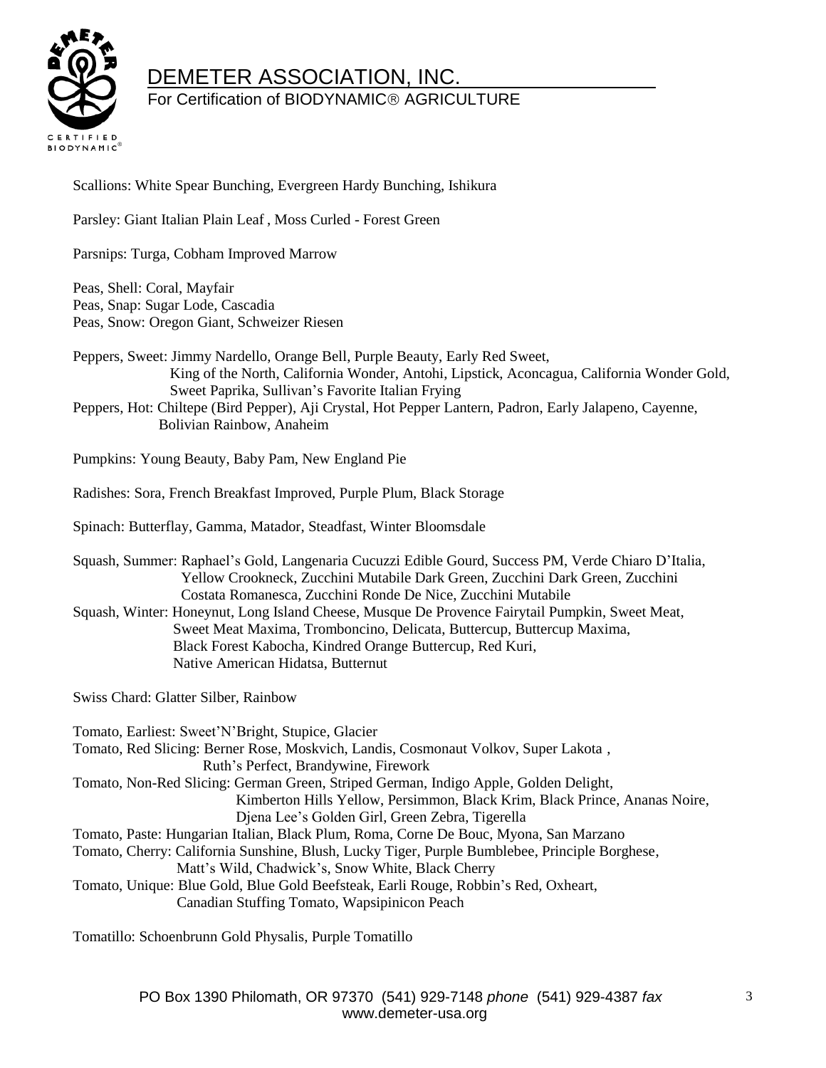Scallions: White Spear Bunching, Evergreen Hardy Bunching, Ishikura

Parsley: Giant Italian Plain Leaf , Moss Curled - Forest Green

Parsnips: Turga, Cobham Improved Marrow

Peas, Shell: Coral, Mayfair
Peas, Snap: Sugar Lode, Cascadia
Peas, Snow: Oregon Giant, Schweizer Riesen

Peppers, Sweet: Jimmy Nardello, Orange Bell, Purple Beauty, Early Red Sweet, King of the North, California Wonder, Antohi, Lipstick, Aconcagua, California Wonder Gold, Sweet Paprika, Sullivan's Favorite Italian Frying
Peppers, Hot: Chiltepe (Bird Pepper), Aji Crystal, Hot Pepper Lantern, Padron, Early Jalapeno, Cayenne, Bolivian Rainbow, Anaheim

Pumpkins: Young Beauty, Baby Pam, New England Pie

Radishes: Sora, French Breakfast Improved, Purple Plum, Black Storage

Spinach: Butterflay, Gamma, Matador, Steadfast, Winter Bloomsdale

Squash, Summer: Raphael's Gold, Langenaria Cucuzzi Edible Gourd, Success PM, Verde Chiaro D'Italia, Yellow Crookneck, Zucchini Mutabile Dark Green, Zucchini Dark Green, Zucchini Costata Romanesca, Zucchini Ronde De Nice, Zucchini Mutabile
Squash, Winter: Honeynut, Long Island Cheese, Musque De Provence Fairytail Pumpkin, Sweet Meat, Sweet Meat Maxima, Tromboncino, Delicata, Buttercup, Buttercup Maxima, Black Forest Kabocha, Kindred Orange Buttercup, Red Kuri, Native American Hidatsa, Butternut

Swiss Chard: Glatter Silber, Rainbow

Tomato, Earliest: Sweet'N'Bright, Stupice, Glacier
Tomato, Red Slicing: Berner Rose, Moskvich, Landis, Cosmonaut Volkov, Super Lakota , Ruth's Perfect, Brandywine, Firework
Tomato, Non-Red Slicing: German Green, Striped German, Indigo Apple, Golden Delight, Kimberton Hills Yellow, Persimmon, Black Krim, Black Prince, Ananas Noire, Djena Lee's Golden Girl, Green Zebra, Tigerella
Tomato, Paste: Hungarian Italian, Black Plum, Roma, Corne De Bouc, Myona, San Marzano
Tomato, Cherry: California Sunshine, Blush, Lucky Tiger, Purple Bumblebee, Principle Borghese, Matt's Wild, Chadwick's, Snow White, Black Cherry
Tomato, Unique: Blue Gold, Blue Gold Beefsteak, Earli Rouge, Robbin's Red, Oxheart, Canadian Stuffing Tomato, Wapsipinicon Peach

Tomatillo: Schoenbrunn Gold Physalis, Purple Tomatillo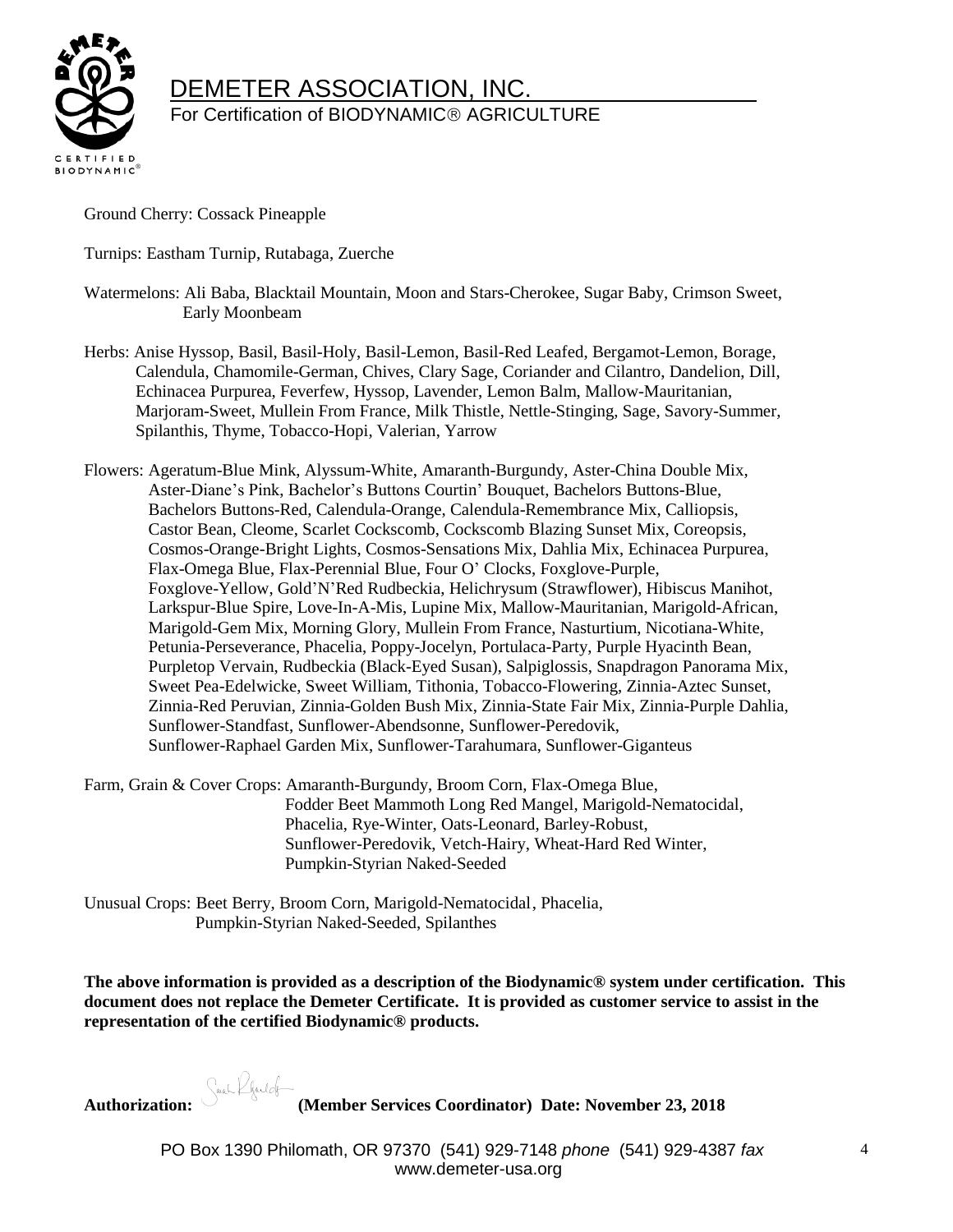Ground Cherry: Cossack Pineapple

Turnips: Eastham Turnip, Rutabaga, Zuerche

Watermelons: Ali Baba, Blacktail Mountain, Moon and Stars-Cherokee, Sugar Baby, Crimson Sweet, Early Moonbeam

Herbs: Anise Hyssop, Basil, Basil-Holy, Basil-Lemon, Basil-Red Leafed, Bergamot-Lemon, Borage, Calendula, Chamomile-German, Chives, Clary Sage, Coriander and Cilantro, Dandelion, Dill, Echinacea Purpurea, Feverfew, Hyssop, Lavender, Lemon Balm, Mallow-Mauritanian, Marjoram-Sweet, Mullein From France, Milk Thistle, Nettle-Stinging, Sage, Savory-Summer, Spilanthis, Thyme, Tobacco-Hopi, Valerian, Yarrow

Flowers: Ageratum-Blue Mink, Alyssum-White, Amaranth-Burgundy, Aster-China Double Mix, Aster-Diane's Pink, Bachelor's Buttons Courtin' Bouquet, Bachelors Buttons-Blue, Bachelors Buttons-Red, Calendula-Orange, Calendula-Remembrance Mix, Calliopsis, Castor Bean, Cleome, Scarlet Cockscomb, Cockscomb Blazing Sunset Mix, Coreopsis, Cosmos-Orange-Bright Lights, Cosmos-Sensations Mix, Dahlia Mix, Echinacea Purpurea, Flax-Omega Blue, Flax-Perennial Blue, Four O' Clocks, Foxglove-Purple, Foxglove-Yellow, Gold'N'Red Rudbeckia, Helichrysum (Strawflower), Hibiscus Manihot, Larkspur-Blue Spire, Love-In-A-Mis, Lupine Mix, Mallow-Mauritanian, Marigold-African, Marigold-Gem Mix, Morning Glory, Mullein From France, Nasturtium, Nicotiana-White, Petunia-Perseverance, Phacelia, Poppy-Jocelyn, Portulaca-Party, Purple Hyacinth Bean, Purpletop Vervain, Rudbeckia (Black-Eyed Susan), Salpiglossis, Snapdragon Panorama Mix, Sweet Pea-Edelwicke, Sweet William, Tithonia, Tobacco-Flowering, Zinnia-Aztec Sunset, Zinnia-Red Peruvian, Zinnia-Golden Bush Mix, Zinnia-State Fair Mix, Zinnia-Purple Dahlia, Sunflower-Standfast, Sunflower-Abendsonne, Sunflower-Peredovik, Sunflower-Raphael Garden Mix, Sunflower-Tarahumara, Sunflower-Giganteus

Farm, Grain & Cover Crops: Amaranth-Burgundy, Broom Corn, Flax-Omega Blue, Fodder Beet Mammoth Long Red Mangel, Marigold-Nematocidal, Phacelia, Rye-Winter, Oats-Leonard, Barley-Robust, Sunflower-Peredovik, Vetch-Hairy, Wheat-Hard Red Winter, Pumpkin-Styrian Naked-Seeded

Unusual Crops: Beet Berry, Broom Corn, Marigold-Nematocidal, Phacelia, Pumpkin-Styrian Naked-Seeded, Spilanthes

**The above information is provided as a description of the Biodynamic® system under certification. This document does not replace the Demeter Certificate. It is provided as customer service to assist in the representation of the certified Biodynamic® products.**

**Authorization:** **(Member Services Coordinator) Date: November 23, 2018**